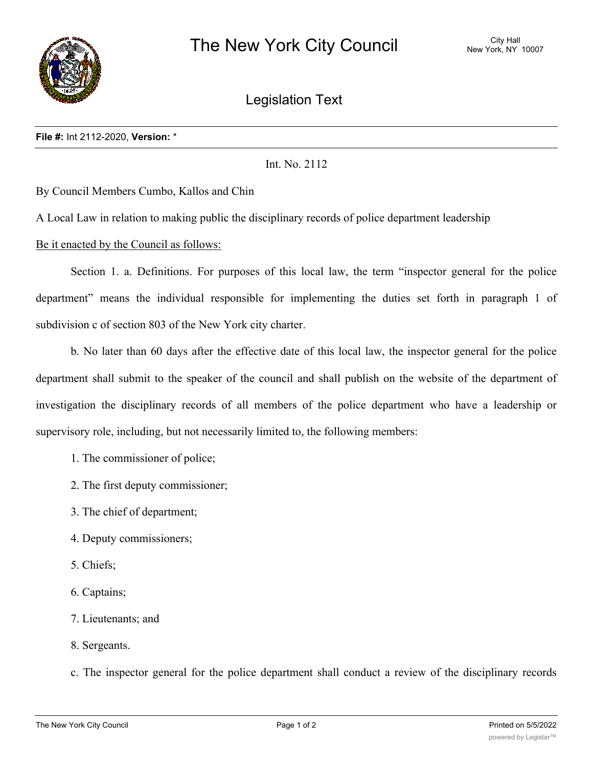# The New York City Council

City Hall
New York, NY 10007

## Legislation Text

**File #:** Int 2112-2020, **Version:** *

Int. No. 2112

By Council Members Cumbo, Kallos and Chin

A Local Law in relation to making public the disciplinary records of police department leadership

Be it enacted by the Council as follows:

Section 1. a. Definitions. For purposes of this local law, the term "inspector general for the police department" means the individual responsible for implementing the duties set forth in paragraph 1 of subdivision c of section 803 of the New York city charter.

b. No later than 60 days after the effective date of this local law, the inspector general for the police department shall submit to the speaker of the council and shall publish on the website of the department of investigation the disciplinary records of all members of the police department who have a leadership or supervisory role, including, but not necessarily limited to, the following members:

1. The commissioner of police;

2. The first deputy commissioner;

3. The chief of department;

4. Deputy commissioners;

5. Chiefs;

6. Captains;

7. Lieutenants; and

8. Sergeants.

c. The inspector general for the police department shall conduct a review of the disciplinary records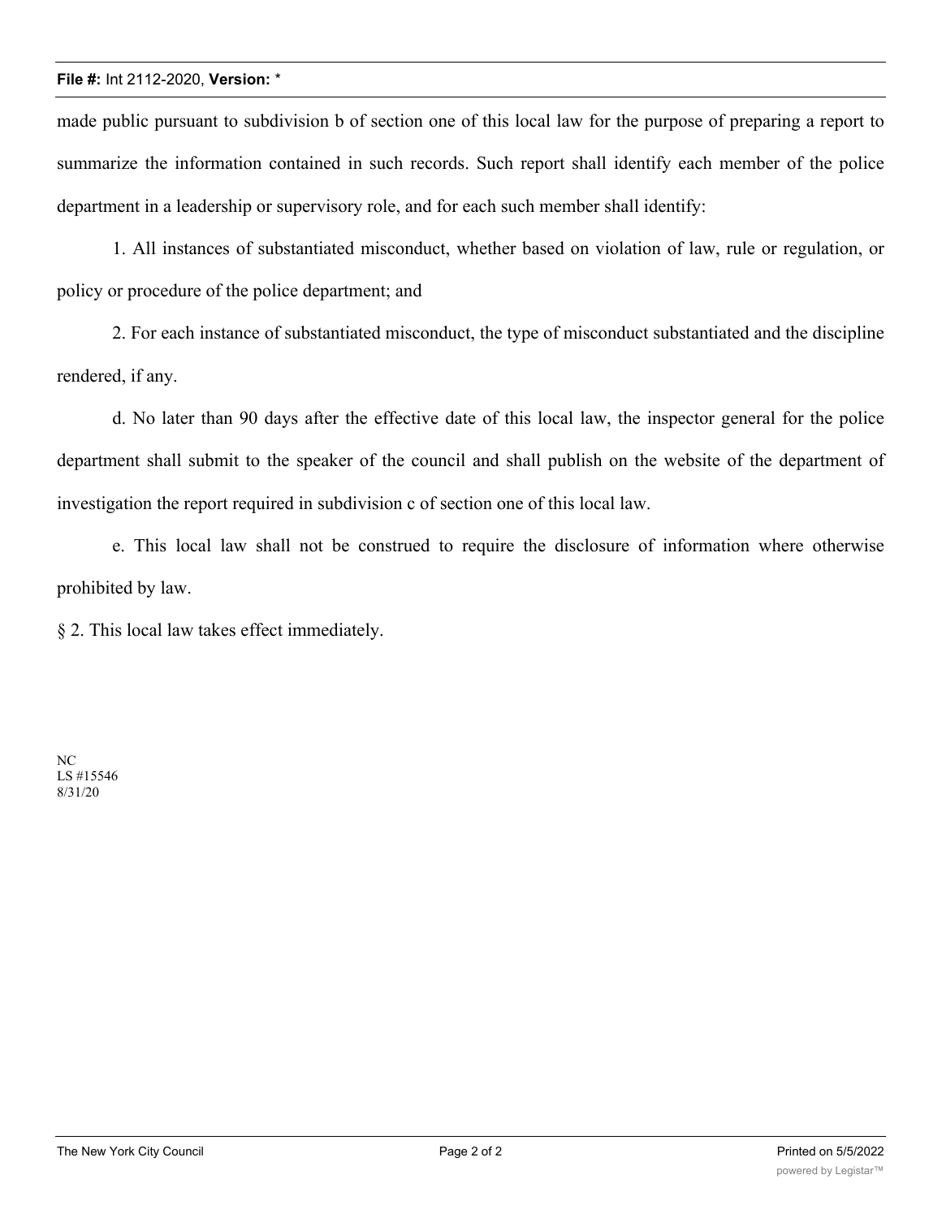made public pursuant to subdivision b of section one of this local law for the purpose of preparing a report to summarize the information contained in such records. Such report shall identify each member of the police department in a leadership or supervisory role, and for each such member shall identify:

1. All instances of substantiated misconduct, whether based on violation of law, rule or regulation, or policy or procedure of the police department; and

2. For each instance of substantiated misconduct, the type of misconduct substantiated and the discipline rendered, if any.

d. No later than 90 days after the effective date of this local law, the inspector general for the police department shall submit to the speaker of the council and shall publish on the website of the department of investigation the report required in subdivision c of section one of this local law.

e. This local law shall not be construed to require the disclosure of information where otherwise prohibited by law.

§ 2. This local law takes effect immediately.

NC
LS #15546
8/31/20